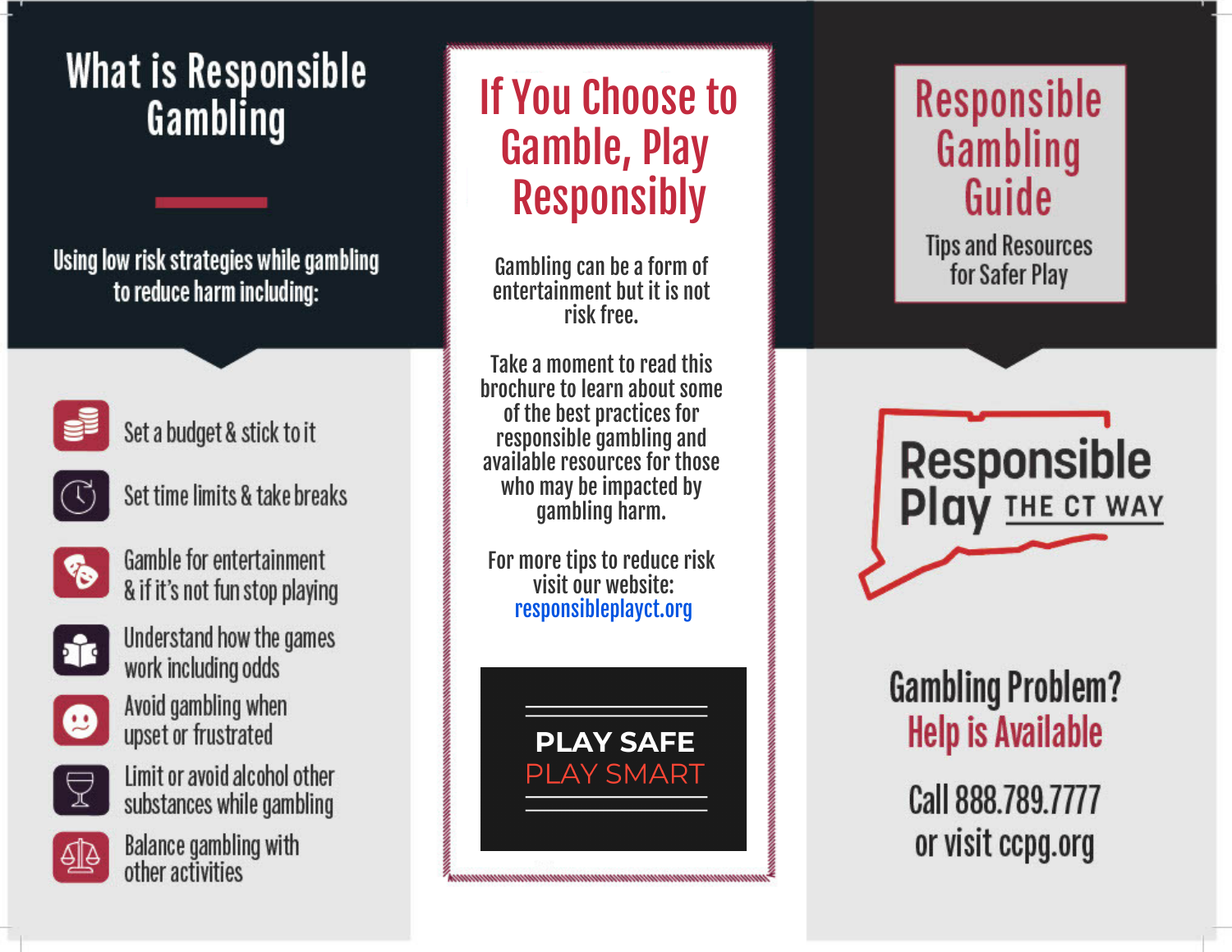# What is Responsible Gambling

Using low risk strategies while gambling to reduce harm including:

- Set a budget & stick to it
- Set time limits & take breaks
- Gamble for entertainment & if it's not fun stop playing
- Understand how the games work including odds
- Avoid gambling when upset or frustrated
- Limit or avoid alcohol other substances while gambling
- Balance gambling with other activities

# If You Choose to Gamble, Play Responsibly

Gambling can be a form of entertainment but it is not risk free.

Take a moment to read this brochure to learn about some of the best practices for responsible gambling and available resources for those who may be impacted by gambling harm.

For more tips to reduce risk visit our website: responsibleplayct.org

**PLAY SAFE**
**PLAY SMART**

# Responsible Gambling Guide

Tips and Resources for Safer Play

**Responsible Play THE CT WAY**

## Gambling Problem? Help is Available

Call 888.789.7777 or visit ccpg.org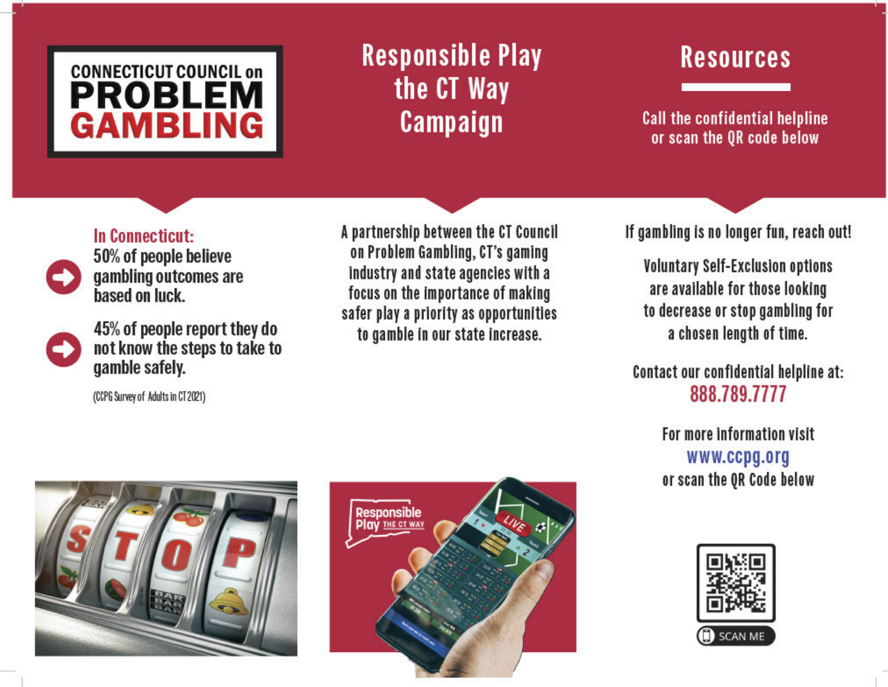# CONNECTICUT COUNCIL on PROBLEM GAMBLING

## Responsible Play the CT Way Campaign

## Resources

Call the confidential helpline or scan the QR code below

**In Connecticut:**

- 50% of people believe gambling outcomes are based on luck.
- 45% of people report they do not know the steps to take to gamble safely.

(CCPG Survey of Adults in CT 2021)

A partnership between the CT Council on Problem Gambling, CT's gaming industry and state agencies with a focus on the importance of making safer play a priority as opportunities to gamble in our state increase.

If gambling is no longer fun, reach out!

Voluntary Self-Exclusion options are available for those looking to decrease or stop gambling for a chosen length of time.

Contact our confidential helpline at:
**888.789.7777**

For more information visit
www.ccpg.org
or scan the QR Code below

SCAN ME